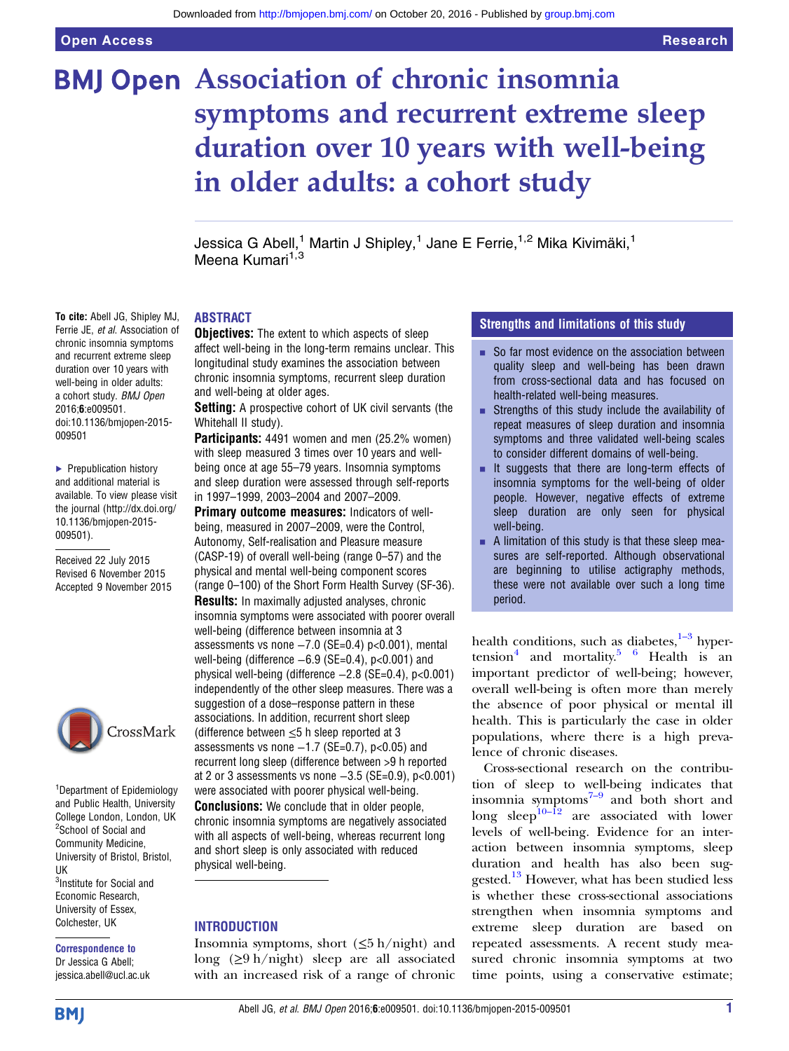# Association of chronic insomnia symptoms and recurrent extreme sleep duration over 10 years with well-being in older adults: a cohort study

Jessica G Abell,[1] Martin J Shipley,[1] Jane E Ferrie,[1,2] Mika Kivimäki,[1] Meena Kumari[1,3]

**To cite:** Abell JG, Shipley MJ, Ferrie JE, *et al*. Association of chronic insomnia symptoms and recurrent extreme sleep duration over 10 years with well-being in older adults: a cohort study. *BMJ Open* 2016;**6**:e009501. doi:10.1136/bmjopen-2015-009501

▸ Prepublication history and additional material is available. To view please visit the journal (http://dx.doi.org/10.1136/bmjopen-2015-009501).

Received 22 July 2015
Revised 6 November 2015
Accepted 9 November 2015

[1]Department of Epidemiology and Public Health, University College London, London, UK
[2]School of Social and Community Medicine, University of Bristol, Bristol, UK
[3]Institute for Social and Economic Research, University of Essex, Colchester, UK

**Correspondence to**
Dr Jessica G Abell; jessica.abell@ucl.ac.uk

## ABSTRACT

**Objectives:** The extent to which aspects of sleep affect well-being in the long-term remains unclear. This longitudinal study examines the association between chronic insomnia symptoms, recurrent sleep duration and well-being at older ages.

**Setting:** A prospective cohort of UK civil servants (the Whitehall II study).

**Participants:** 4491 women and men (25.2% women) with sleep measured 3 times over 10 years and well-being once at age 55–79 years. Insomnia symptoms and sleep duration were assessed through self-reports in 1997–1999, 2003–2004 and 2007–2009.

**Primary outcome measures:** Indicators of well-being, measured in 2007–2009, were the Control, Autonomy, Self-realisation and Pleasure measure (CASP-19) of overall well-being (range 0–57) and the physical and mental well-being component scores (range 0–100) of the Short Form Health Survey (SF-36).

**Results:** In maximally adjusted analyses, chronic insomnia symptoms were associated with poorer overall well-being (difference between insomnia at 3 assessments vs none −7.0 (SE=0.4) p<0.001), mental well-being (difference −6.9 (SE=0.4), p<0.001) and physical well-being (difference −2.8 (SE=0.4), p<0.001) independently of the other sleep measures. There was a suggestion of a dose–response pattern in these associations. In addition, recurrent short sleep (difference between ≤5 h sleep reported at 3 assessments vs none −1.7 (SE=0.7), p<0.05) and recurrent long sleep (difference between >9 h reported at 2 or 3 assessments vs none −3.5 (SE=0.9), p<0.001) were associated with poorer physical well-being.

**Conclusions:** We conclude that in older people, chronic insomnia symptoms are negatively associated with all aspects of well-being, whereas recurrent long and short sleep is only associated with reduced physical well-being.

## Strengths and limitations of this study

- So far most evidence on the association between quality sleep and well-being has been drawn from cross-sectional data and has focused on health-related well-being measures.
- Strengths of this study include the availability of repeat measures of sleep duration and insomnia symptoms and three validated well-being scales to consider different domains of well-being.
- It suggests that there are long-term effects of insomnia symptoms for the well-being of older people. However, negative effects of extreme sleep duration are only seen for physical well-being.
- A limitation of this study is that these sleep measures are self-reported. Although observational are beginning to utilise actigraphy methods, these were not available over such a long time period.

## INTRODUCTION

Insomnia symptoms, short (≤5 h/night) and long (≥9 h/night) sleep are all associated with an increased risk of a range of chronic health conditions, such as diabetes,[1–3] hypertension[4] and mortality.[5 6] Health is an important predictor of well-being; however, overall well-being is often more than merely the absence of poor physical or mental ill health. This is particularly the case in older populations, where there is a high prevalence of chronic diseases.

Cross-sectional research on the contribution of sleep to well-being indicates that insomnia symptoms[7–9] and both short and long sleep[10–12] are associated with lower levels of well-being. Evidence for an interaction between insomnia symptoms, sleep duration and health has also been suggested.[13] However, what has been studied less is whether these cross-sectional associations strengthen when insomnia symptoms and extreme sleep duration are based on repeated assessments. A recent study measured chronic insomnia symptoms at two time points, using a conservative estimate;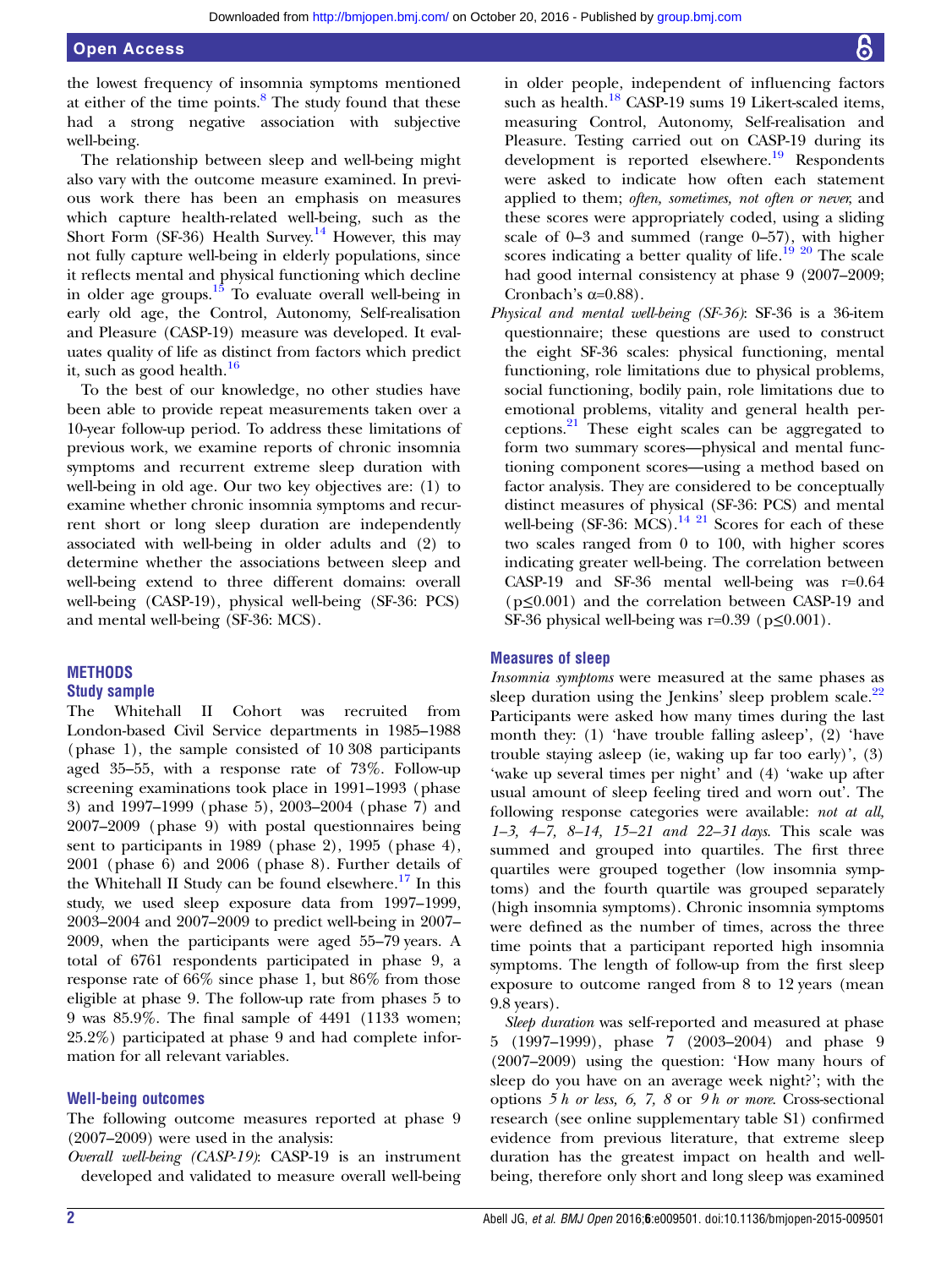the lowest frequency of insomnia symptoms mentioned at either of the time points.[8] The study found that these had a strong negative association with subjective well-being.

The relationship between sleep and well-being might also vary with the outcome measure examined. In previous work there has been an emphasis on measures which capture health-related well-being, such as the Short Form (SF-36) Health Survey.[14] However, this may not fully capture well-being in elderly populations, since it reflects mental and physical functioning which decline in older age groups.[15] To evaluate overall well-being in early old age, the Control, Autonomy, Self-realisation and Pleasure (CASP-19) measure was developed. It evaluates quality of life as distinct from factors which predict it, such as good health.[16]

To the best of our knowledge, no other studies have been able to provide repeat measurements taken over a 10-year follow-up period. To address these limitations of previous work, we examine reports of chronic insomnia symptoms and recurrent extreme sleep duration with well-being in old age. Our two key objectives are: (1) to examine whether chronic insomnia symptoms and recurrent short or long sleep duration are independently associated with well-being in older adults and (2) to determine whether the associations between sleep and well-being extend to three different domains: overall well-being (CASP-19), physical well-being (SF-36: PCS) and mental well-being (SF-36: MCS).

## METHODS

### Study sample

The Whitehall II Cohort was recruited from London-based Civil Service departments in 1985–1988 (phase 1), the sample consisted of 10 308 participants aged 35–55, with a response rate of 73%. Follow-up screening examinations took place in 1991–1993 (phase 3) and 1997–1999 (phase 5), 2003–2004 (phase 7) and 2007–2009 (phase 9) with postal questionnaires being sent to participants in 1989 (phase 2), 1995 (phase 4), 2001 (phase 6) and 2006 (phase 8). Further details of the Whitehall II Study can be found elsewhere.[17] In this study, we used sleep exposure data from 1997–1999, 2003–2004 and 2007–2009 to predict well-being in 2007–2009, when the participants were aged 55–79 years. A total of 6761 respondents participated in phase 9, a response rate of 66% since phase 1, but 86% from those eligible at phase 9. The follow-up rate from phases 5 to 9 was 85.9%. The final sample of 4491 (1133 women; 25.2%) participated at phase 9 and had complete information for all relevant variables.

### Well-being outcomes

The following outcome measures reported at phase 9 (2007–2009) were used in the analysis:

*Overall well-being (CASP-19)*: CASP-19 is an instrument developed and validated to measure overall well-being in older people, independent of influencing factors such as health.[18] CASP-19 sums 19 Likert-scaled items, measuring Control, Autonomy, Self-realisation and Pleasure. Testing carried out on CASP-19 during its development is reported elsewhere.[19] Respondents were asked to indicate how often each statement applied to them; *often, sometimes, not often or never,* and these scores were appropriately coded, using a sliding scale of 0–3 and summed (range 0–57), with higher scores indicating a better quality of life.[19,20] The scale had good internal consistency at phase 9 (2007–2009; Cronbach's $\alpha$=0.88).

*Physical and mental well-being (SF-36)*: SF-36 is a 36-item questionnaire; these questions are used to construct the eight SF-36 scales: physical functioning, mental functioning, role limitations due to physical problems, social functioning, bodily pain, role limitations due to emotional problems, vitality and general health perceptions.[21] These eight scales can be aggregated to form two summary scores—physical and mental functioning component scores—using a method based on factor analysis. They are considered to be conceptually distinct measures of physical (SF-36: PCS) and mental well-being (SF-36: MCS).[14,21] Scores for each of these two scales ranged from 0 to 100, with higher scores indicating greater well-being. The correlation between CASP-19 and SF-36 mental well-being was r=0.64 ($p \leq 0.001$) and the correlation between CASP-19 and SF-36 physical well-being was r=0.39 ($p \leq 0.001$).

### Measures of sleep

*Insomnia symptoms* were measured at the same phases as sleep duration using the Jenkins' sleep problem scale.[22] Participants were asked how many times during the last month they: (1) 'have trouble falling asleep', (2) 'have trouble staying asleep (ie, waking up far too early)', (3) 'wake up several times per night' and (4) 'wake up after usual amount of sleep feeling tired and worn out'. The following response categories were available: *not at all, 1–3, 4–7, 8–14, 15–21 and 22–31 days*. This scale was summed and grouped into quartiles. The first three quartiles were grouped together (low insomnia symptoms) and the fourth quartile was grouped separately (high insomnia symptoms). Chronic insomnia symptoms were defined as the number of times, across the three time points that a participant reported high insomnia symptoms. The length of follow-up from the first sleep exposure to outcome ranged from 8 to 12 years (mean 9.8 years).

*Sleep duration* was self-reported and measured at phase 5 (1997–1999), phase 7 (2003–2004) and phase 9 (2007–2009) using the question: 'How many hours of sleep do you have on an average week night?'; with the options *5 h or less, 6, 7, 8* or *9 h or more*. Cross-sectional research (see online supplementary table S1) confirmed evidence from previous literature, that extreme sleep duration has the greatest impact on health and well-being, therefore only short and long sleep was examined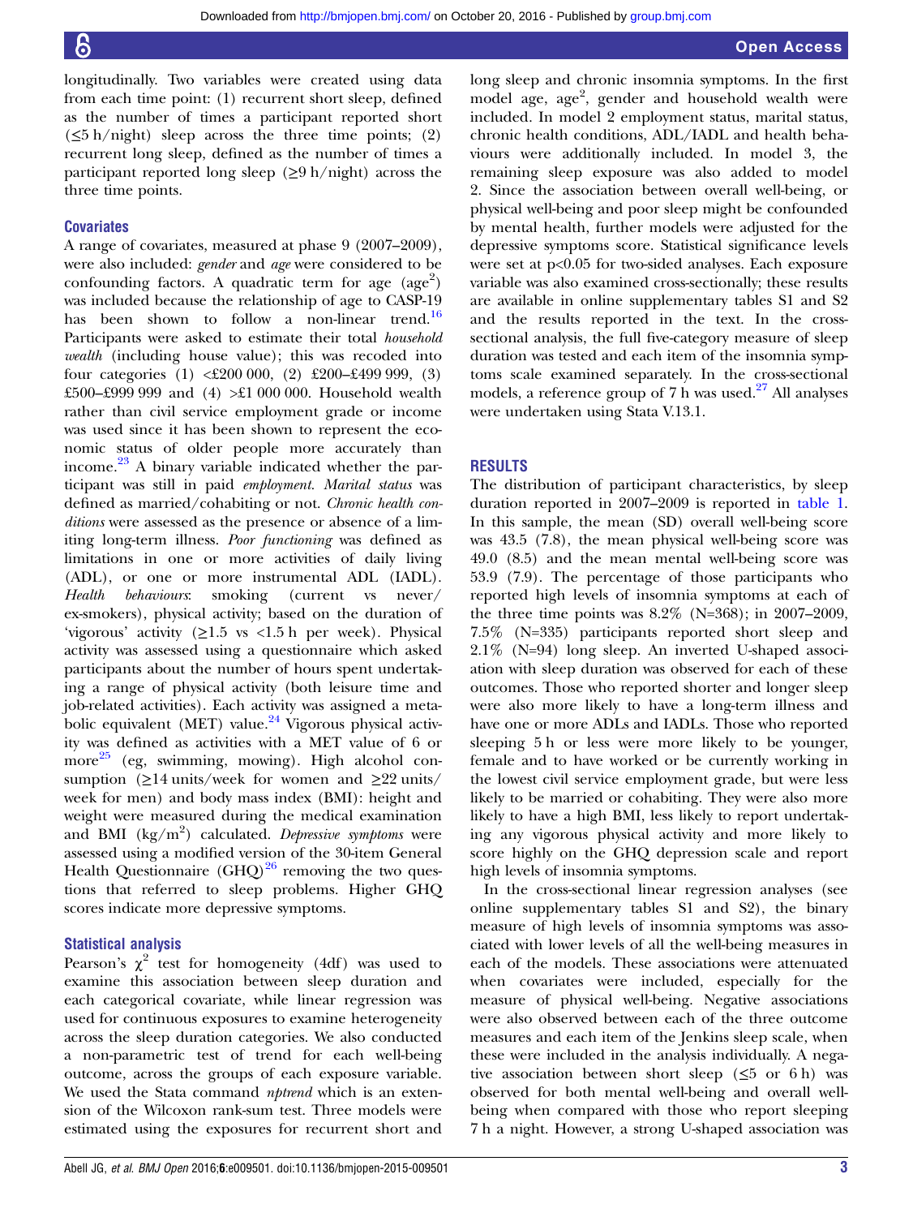longitudinally. Two variables were created using data from each time point: (1) recurrent short sleep, defined as the number of times a participant reported short (≤5 h/night) sleep across the three time points; (2) recurrent long sleep, defined as the number of times a participant reported long sleep (≥9 h/night) across the three time points.

### Covariates

A range of covariates, measured at phase 9 (2007–2009), were also included: *gender* and *age* were considered to be confounding factors. A quadratic term for age ($age^2$) was included because the relationship of age to CASP-19 has been shown to follow a non-linear trend.[16] Participants were asked to estimate their total *household wealth* (including house value); this was recoded into four categories (1) <£200 000, (2) £200–£499 999, (3) £500–£999 999 and (4) >£1 000 000. Household wealth rather than civil service employment grade or income was used since it has been shown to represent the economic status of older people more accurately than income.[23] A binary variable indicated whether the participant was still in paid *employment*. *Marital status* was defined as married/cohabiting or not. *Chronic health conditions* were assessed as the presence or absence of a limiting long-term illness. *Poor functioning* was defined as limitations in one or more activities of daily living (ADL), or one or more instrumental ADL (IADL). *Health behaviours*: smoking (current vs never/ex-smokers), physical activity; based on the duration of 'vigorous' activity (≥1.5 vs <1.5 h per week). Physical activity was assessed using a questionnaire which asked participants about the number of hours spent undertaking a range of physical activity (both leisure time and job-related activities). Each activity was assigned a metabolic equivalent (MET) value.[24] Vigorous physical activity was defined as activities with a MET value of 6 or more[25] (eg, swimming, mowing). High alcohol consumption (≥14 units/week for women and ≥22 units/week for men) and body mass index (BMI): height and weight were measured during the medical examination and BMI ($kg/m^2$) calculated. *Depressive symptoms* were assessed using a modified version of the 30-item General Health Questionnaire (GHQ)[26] removing the two questions that referred to sleep problems. Higher GHQ scores indicate more depressive symptoms.

### Statistical analysis

Pearson's $\chi^2$ test for homogeneity (4df) was used to examine this association between sleep duration and each categorical covariate, while linear regression was used for continuous exposures to examine heterogeneity across the sleep duration categories. We also conducted a non-parametric test of trend for each well-being outcome, across the groups of each exposure variable. We used the Stata command *nptrend* which is an extension of the Wilcoxon rank-sum test. Three models were estimated using the exposures for recurrent short and long sleep and chronic insomnia symptoms. In the first model age, $age^2$, gender and household wealth were included. In model 2 employment status, marital status, chronic health conditions, ADL/IADL and health behaviours were additionally included. In model 3, the remaining sleep exposure was also added to model 2. Since the association between overall well-being, or physical well-being and poor sleep might be confounded by mental health, further models were adjusted for the depressive symptoms score. Statistical significance levels were set at $p<0.05$ for two-sided analyses. Each exposure variable was also examined cross-sectionally; these results are available in online supplementary tables S1 and S2 and the results reported in the text. In the cross-sectional analysis, the full five-category measure of sleep duration was tested and each item of the insomnia symptoms scale examined separately. In the cross-sectional models, a reference group of 7 h was used.[27] All analyses were undertaken using Stata V.13.1.

## RESULTS

The distribution of participant characteristics, by sleep duration reported in 2007–2009 is reported in table 1. In this sample, the mean (SD) overall well-being score was 43.5 (7.8), the mean physical well-being score was 49.0 (8.5) and the mean mental well-being score was 53.9 (7.9). The percentage of those participants who reported high levels of insomnia symptoms at each of the three time points was 8.2% (N=368); in 2007–2009, 7.5% (N=335) participants reported short sleep and 2.1% (N=94) long sleep. An inverted U-shaped association with sleep duration was observed for each of these outcomes. Those who reported shorter and longer sleep were also more likely to have a long-term illness and have one or more ADLs and IADLs. Those who reported sleeping 5 h or less were more likely to be younger, female and to have worked or be currently working in the lowest civil service employment grade, but were less likely to be married or cohabiting. They were also more likely to have a high BMI, less likely to report undertaking any vigorous physical activity and more likely to score highly on the GHQ depression scale and report high levels of insomnia symptoms.

In the cross-sectional linear regression analyses (see online supplementary tables S1 and S2), the binary measure of high levels of insomnia symptoms was associated with lower levels of all the well-being measures in each of the models. These associations were attenuated when covariates were included, especially for the measure of physical well-being. Negative associations were also observed between each of the three outcome measures and each item of the Jenkins sleep scale, when these were included in the analysis individually. A negative association between short sleep (≤5 or 6 h) was observed for both mental well-being and overall well-being when compared with those who report sleeping 7 h a night. However, a strong U-shaped association was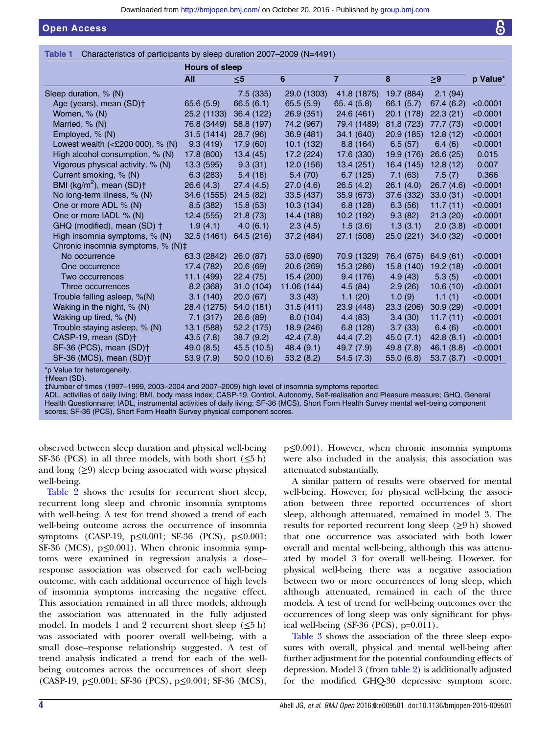**Table 1** Characteristics of participants by sleep duration 2007–2009 (N=4491)

| | Hours of sleep | | | | | | |
|---|---|---|---|---|---|---|---|
| | All | ≤5 | 6 | 7 | 8 | ≥9 | p Value* |
| Sleep duration, % (N) | | 7.5 (335) | 29.0 (1303) | 41.8 (1875) | 19.7 (884) | 2.1 (94) | |
| Age (years), mean (SD)† | 65.6 (5.9) | 66.5 (6.1) | 65.5 (5.9) | 65. 4 (5.8) | 66.1 (5.7) | 67.4 (6.2) | <0.0001 |
| Women, % (N) | 25.2 (1133) | 36.4 (122) | 26.9 (351) | 24.6 (461) | 20.1 (178) | 22.3 (21) | <0.0001 |
| Married, % (N) | 76.8 (3449) | 58.8 (197) | 74.2 (967) | 79.4 (1489) | 81.8 (723) | 77.7 (73) | <0.0001 |
| Employed, % (N) | 31.5 (1414) | 28.7 (96) | 36.9 (481) | 34.1 (640) | 20.9 (185) | 12.8 (12) | <0.0001 |
| Lowest wealth (<£200 000), % (N) | 9.3 (419) | 17.9 (60) | 10.1 (132) | 8.8 (164) | 6.5 (57) | 6.4 (6) | <0.0001 |
| High alcohol consumption, % (N) | 17.8 (800) | 13.4 (45) | 17.2 (224) | 17.6 (330) | 19.9 (176) | 26.6 (25) | 0.015 |
| Vigorous physical activity, % (N) | 13.3 (595) | 9.3 (31) | 12.0 (156) | 13.4 (251) | 16.4 (145) | 12.8 (12) | 0.007 |
| Current smoking, % (N) | 6.3 (283) | 5.4 (18) | 5.4 (70) | 6.7 (125) | 7.1 (63) | 7.5 (7) | 0.366 |
| BMI ($kg/m^2$), mean (SD)† | 26.6 (4.3) | 27.4 (4.5) | 27.0 (4.6) | 26.5 (4.2) | 26.1 (4.0) | 26.7 (4.6) | <0.0001 |
| No long-term illness, % (N) | 34.6 (1555) | 24.5 (82) | 33.5 (437) | 35.9 (673) | 37.6 (332) | 33.0 (31) | <0.0001 |
| One or more ADL % (N) | 8.5 (382) | 15.8 (53) | 10.3 (134) | 6.8 (128) | 6.3 (56) | 11.7 (11) | <0.0001 |
| One or more IADL % (N) | 12.4 (555) | 21.8 (73) | 14.4 (188) | 10.2 (192) | 9.3 (82) | 21.3 (20) | <0.0001 |
| GHQ (modified), mean (SD) † | 1.9 (4.1) | 4.0 (6.1) | 2.3 (4.5) | 1.5 (3.6) | 1.3 (3.1) | 2.0 (3.8) | <0.0001 |
| High insomnia symptoms, % (N) | 32.5 (1461) | 64.5 (216) | 37.2 (484) | 27.1 (508) | 25.0 (221) | 34.0 (32) | <0.0001 |
| Chronic insomnia symptoms, % (N)‡ | | | | | | | |
| No occurrence | 63.3 (2842) | 26.0 (87) | 53.0 (690) | 70.9 (1329) | 76.4 (675) | 64.9 (61) | <0.0001 |
| One occurrence | 17.4 (782) | 20.6 (69) | 20.6 (269) | 15.3 (286) | 15.8 (140) | 19.2 (18) | <0.0001 |
| Two occurrences | 11.1 (499) | 22.4 (75) | 15.4 (200) | 9.4 (176) | 4.9 (43) | 5.3 (5) | <0.0001 |
| Three occurrences | 8.2 (368) | 31.0 (104) | 11.06 (144) | 4.5 (84) | 2.9 (26) | 10.6 (10) | <0.0001 |
| Trouble falling asleep, %(N) | 3.1 (140) | 20.0 (67) | 3.3 (43) | 1.1 (20) | 1.0 (9) | 1.1 (1) | <0.0001 |
| Waking in the night, % (N) | 28.4 (1275) | 54.0 (181) | 31.5 (411) | 23.9 (448) | 23.3 (206) | 30.9 (29) | <0.0001 |
| Waking up tired, % (N) | 7.1 (317) | 26.6 (89) | 8.0 (104) | 4.4 (83) | 3.4 (30) | 11.7 (11) | <0.0001 |
| Trouble staying asleep, % (N) | 13.1 (588) | 52.2 (175) | 18.9 (246) | 6.8 (128) | 3.7 (33) | 6.4 (6) | <0.0001 |
| CASP-19, mean (SD)† | 43.5 (7.8) | 38.7 (9.2) | 42.4 (7.8) | 44.4 (7.2) | 45.0 (7.1) | 42.8 (8.1) | <0.0001 |
| SF-36 (PCS), mean (SD)† | 49.0 (8.5) | 45.5 (10.5) | 48.4 (9.1) | 49.7 (7.9) | 49.8 (7.8) | 46.1 (8.8) | <0.0001 |
| SF-36 (MCS), mean (SD)† | 53.9 (7.9) | 50.0 (10.6) | 53.2 (8.2) | 54.5 (7.3) | 55.0 (6.8) | 53.7 (8.7) | <0.0001 |

*p Value for heterogeneity.
†Mean (SD).
‡Number of times (1997–1999, 2003–2004 and 2007–2009) high level of insomnia symptoms reported.
ADL, activities of daily living; BMI, body mass index; CASP-19, Control, Autonomy, Self-realisation and Pleasure measure; GHQ, General Health Questionnaire; IADL, instrumental activities of daily living; SF-36 (MCS), Short Form Health Survey mental well-being component scores; SF-36 (PCS), Short Form Health Survey physical component scores.

observed between sleep duration and physical well-being SF-36 (PCS) in all three models, with both short (≤5 h) and long (≥9) sleep being associated with worse physical well-being.

Table 2 shows the results for recurrent short sleep, recurrent long sleep and chronic insomnia symptoms with well-being. A test for trend showed a trend of each well-being outcome across the occurrence of insomnia symptoms (CASP-19, p≤0.001; SF-36 (PCS), p≤0.001; SF-36 (MCS), p≤0.001). When chronic insomnia symptoms were examined in regression analysis a dose–response association was observed for each well-being outcome, with each additional occurrence of high levels of insomnia symptoms increasing the negative effect. This association remained in all three models, although the association was attenuated in the fully adjusted model. In models 1 and 2 recurrent short sleep (≤5 h) was associated with poorer overall well-being, with a small dose–response relationship suggested. A test of trend analysis indicated a trend for each of the well-being outcomes across the occurrences of short sleep (CASP-19, p≤0.001; SF-36 (PCS), p≤0.001; SF-36 (MCS), p≤0.001). However, when chronic insomnia symptoms were also included in the analysis, this association was attenuated substantially.

A similar pattern of results were observed for mental well-being. However, for physical well-being the association between three reported occurrences of short sleep, although attenuated, remained in model 3. The results for reported recurrent long sleep (≥9 h) showed that one occurrence was associated with both lower overall and mental well-being, although this was attenuated by model 3 for overall well-being. However, for physical well-being there was a negative association between two or more occurrences of long sleep, which although attenuated, remained in each of the three models. A test of trend for well-being outcomes over the occurrences of long sleep was only significant for physical well-being (SF-36 (PCS), p=0.011).

Table 3 shows the association of the three sleep exposures with overall, physical and mental well-being after further adjustment for the potential confounding effects of depression. Model 3 (from table 2) is additionally adjusted for the modified GHQ-30 depressive symptom score.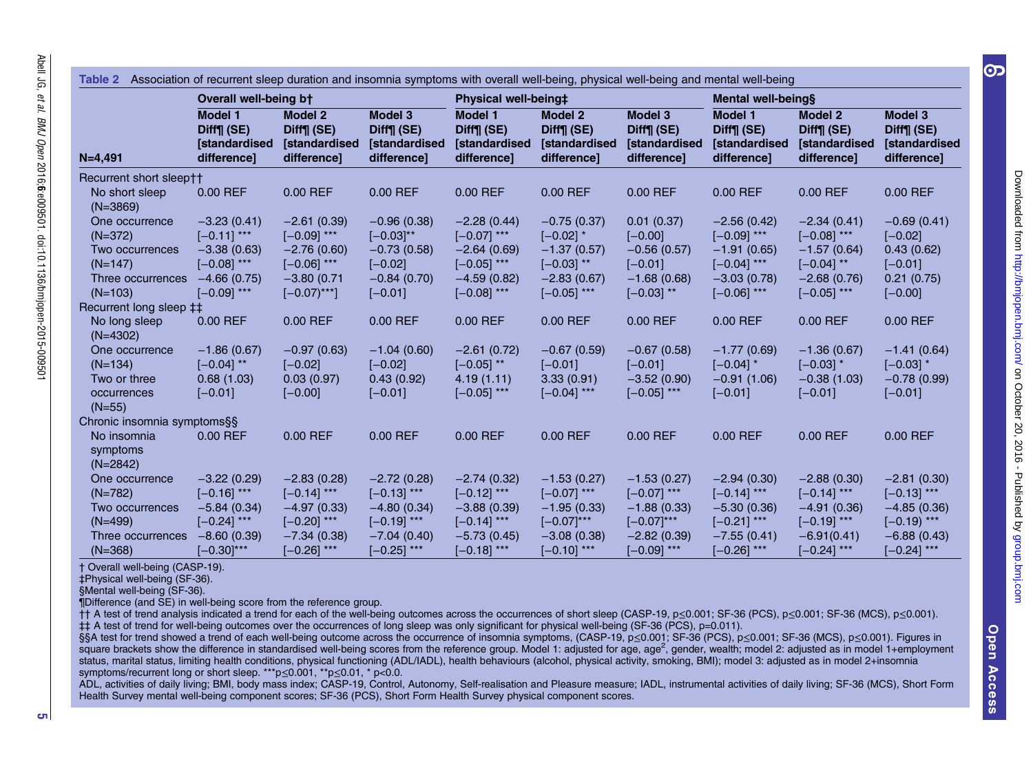**Table 2** Association of recurrent sleep duration and insomnia symptoms with overall well-being, physical well-being and mental well-being

| N=4,491 | Overall well-being b† | | | Physical well-being‡ | | | Mental well-being§ | | |
|---|---|---|---|---|---|---|---|---|---|
| | Model 1 Diff¶ (SE) [standardised difference] | Model 2 Diff¶ (SE) [standardised difference] | Model 3 Diff¶ (SE) [standardised difference] | Model 1 Diff¶ (SE) [standardised difference] | Model 2 Diff¶ (SE) [standardised difference] | Model 3 Diff¶ (SE) [standardised difference] | Model 1 Diff¶ (SE) [standardised difference] | Model 2 Diff¶ (SE) [standardised difference] | Model 3 Diff¶ (SE) [standardised difference] |
| Recurrent short sleep†† | | | | | | | | | |
| No short sleep (N=3869) | 0.00 REF | 0.00 REF | 0.00 REF | 0.00 REF | 0.00 REF | 0.00 REF | 0.00 REF | 0.00 REF | 0.00 REF |
| One occurrence (N=372) | −3.23 (0.41) [−0.11] *** | −2.61 (0.39) [−0.09] *** | −0.96 (0.38) [−0.03]** | −2.28 (0.44) [−0.07] *** | −0.75 (0.37) [−0.02] * | 0.01 (0.37) [−0.00] | −2.56 (0.42) [−0.09] *** | −2.34 (0.41) [−0.08] *** | −0.69 (0.41) [−0.02] |
| Two occurrences (N=147) | −3.38 (0.63) [−0.08] *** | −2.76 (0.60) [−0.06] *** | −0.73 (0.58) [−0.02] | −2.64 (0.69) [−0.05] *** | −1.37 (0.57) [−0.03] ** | −0.56 (0.57) [−0.01] | −1.91 (0.65) [−0.04] *** | −1.57 (0.64) [−0.04] ** | 0.43 (0.62) [−0.01] |
| Three occurrences (N=103) | −4.66 (0.75) [−0.09] *** | −3.80 (0.71 [−0.07)***] | −0.84 (0.70) [−0.01] | −4.59 (0.82) [−0.08] *** | −2.83 (0.67) [−0.05] *** | −1.68 (0.68) [−0.03] ** | −3.03 (0.78) [−0.06] *** | −2.68 (0.76) [−0.05] *** | 0.21 (0.75) [−0.00] |
| Recurrent long sleep ‡‡ | | | | | | | | | |
| No long sleep (N=4302) | 0.00 REF | 0.00 REF | 0.00 REF | 0.00 REF | 0.00 REF | 0.00 REF | 0.00 REF | 0.00 REF | 0.00 REF |
| One occurrence (N=134) | −1.86 (0.67) [−0.04] ** | −0.97 (0.63) [−0.02] | −1.04 (0.60) [−0.02] | −2.61 (0.72) [−0.05] ** | −0.67 (0.59) [−0.01] | −0.67 (0.58) [−0.01] | −1.77 (0.69) [−0.04] * | −1.36 (0.67) [−0.03] * | −1.41 (0.64) [−0.03] * |
| Two or three occurrences (N=55) | 0.68 (1.03) [−0.01] | 0.03 (0.97) [−0.00] | 0.43 (0.92) [−0.01] | 4.19 (1.11) [−0.05] *** | 3.33 (0.91) [−0.04] *** | −3.52 (0.90) [−0.05] *** | −0.91 (1.06) [−0.01] | −0.38 (1.03) [−0.01] | −0.78 (0.99) [−0.01] |
| Chronic insomnia symptoms§§ | | | | | | | | | |
| No insomnia symptoms (N=2842) | 0.00 REF | 0.00 REF | 0.00 REF | 0.00 REF | 0.00 REF | 0.00 REF | 0.00 REF | 0.00 REF | 0.00 REF |
| One occurrence (N=782) | −3.22 (0.29) [−0.16] *** | −2.83 (0.28) [−0.14] *** | −2.72 (0.28) [−0.13] *** | −2.74 (0.32) [−0.12] *** | −1.53 (0.27) [−0.07] *** | −1.53 (0.27) [−0.07] *** | −2.94 (0.30) [−0.14] *** | −2.88 (0.30) [−0.14] *** | −2.81 (0.30) [−0.13] *** |
| Two occurrences (N=499) | −5.84 (0.34) [−0.24] *** | −4.97 (0.33) [−0.20] *** | −4.80 (0.34) [−0.19] *** | −3.88 (0.39) [−0.14] *** | −1.95 (0.33) [−0.07]*** | −1.88 (0.33) [−0.07]*** | −5.30 (0.36) [−0.21] *** | −4.91 (0.36) [−0.19] *** | −4.85 (0.36) [−0.19] *** |
| Three occurrences (N=368) | −8.60 (0.39) [−0.30]*** | −7.34 (0.38) [−0.26] *** | −7.04 (0.40) [−0.25] *** | −5.73 (0.45) [−0.18] *** | −3.08 (0.38) [−0.10] *** | −2.82 (0.39) [−0.09] *** | −7.55 (0.41) [−0.26] *** | −6.91(0.41) [−0.24] *** | −6.88 (0.43) [−0.24] *** |

† Overall well-being (CASP-19).
‡Physical well-being (SF-36).
§Mental well-being (SF-36).
¶Difference (and SE) in well-being score from the reference group.
†† A test of trend analysis indicated a trend for each of the well-being outcomes across the occurrences of short sleep (CASP-19, $p \leq 0.001$; SF-36 (PCS), $p \leq 0.001$; SF-36 (MCS), $p \leq 0.001$).
‡‡ A test of trend for well-being outcomes over the occurrences of long sleep was only significant for physical well-being (SF-36 (PCS), p=0.011).
§§A test for trend showed a trend of each well-being outcome across the occurrence of insomnia symptoms, (CASP-19, $p \leq 0.001$; SF-36 (PCS), $p \leq 0.001$; SF-36 (MCS), $p \leq 0.001$). Figures in square brackets show the difference in standardised well-being scores from the reference group. Model 1: adjusted for age, age$^2$, gender, wealth; model 2: adjusted as in model 1+employment status, marital status, limiting health conditions, physical functioning (ADL/IADL), health behaviours (alcohol, physical activity, smoking, BMI); model 3: adjusted as in model 2+insomnia symptoms/recurrent long or short sleep. ***$p \leq 0.001$, **$p \leq 0.01$, * p<0.0.
ADL, activities of daily living; BMI, body mass index; CASP-19, Control, Autonomy, Self-realisation and Pleasure measure; IADL, instrumental activities of daily living; SF-36 (MCS), Short Form Health Survey mental well-being component scores; SF-36 (PCS), Short Form Health Survey physical component scores.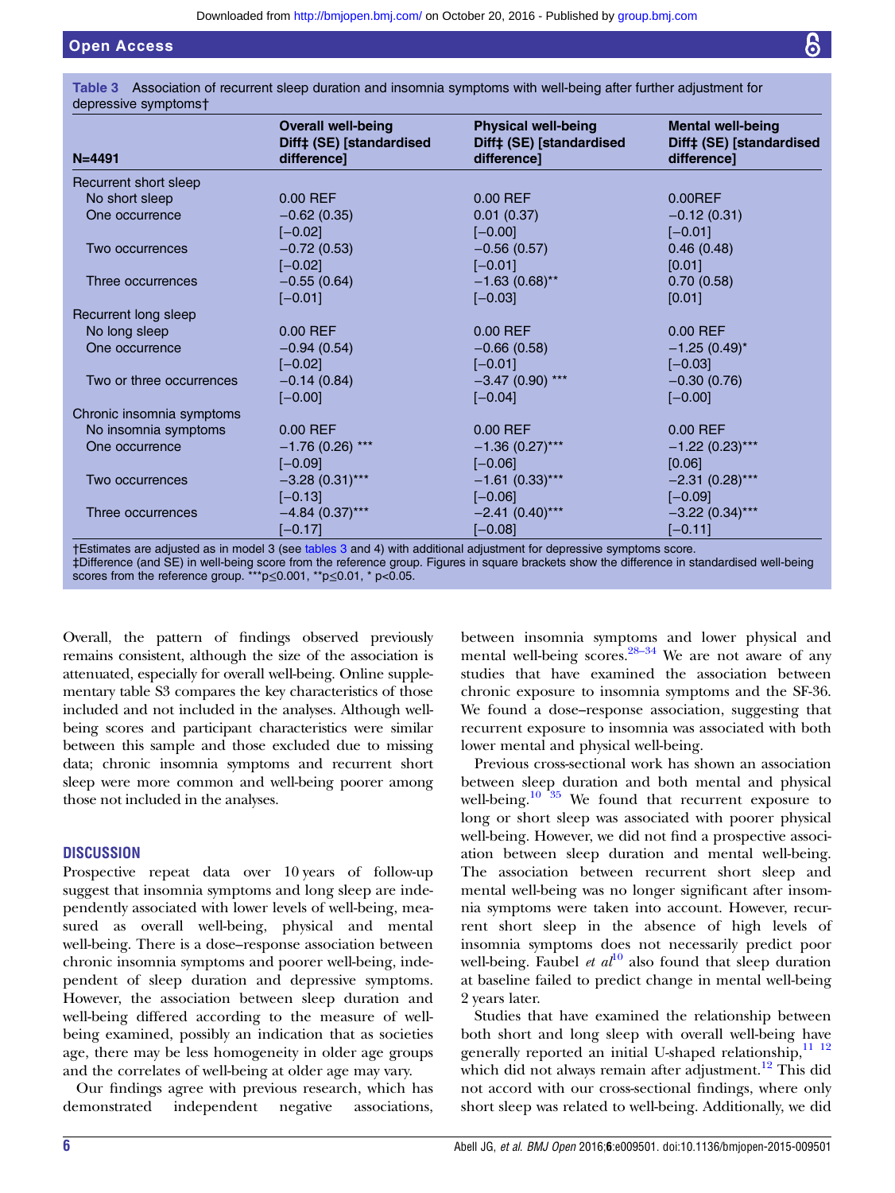**Table 3** Association of recurrent sleep duration and insomnia symptoms with well-being after further adjustment for depressive symptoms†

| N=4491 | Overall well-being Diff‡ (SE) [standardised difference] | Physical well-being Diff‡ (SE) [standardised difference] | Mental well-being Diff‡ (SE) [standardised difference] |
|---|---|---|---|
| Recurrent short sleep | | | |
| No short sleep | 0.00 REF | 0.00 REF | 0.00REF |
| One occurrence | −0.62 (0.35) [−0.02] | 0.01 (0.37) [−0.00] | −0.12 (0.31) [−0.01] |
| Two occurrences | −0.72 (0.53) [−0.02] | −0.56 (0.57) [−0.01] | 0.46 (0.48) [0.01] |
| Three occurrences | −0.55 (0.64) [−0.01] | −1.63 (0.68)** [−0.03] | 0.70 (0.58) [0.01] |
| Recurrent long sleep | | | |
| No long sleep | 0.00 REF | 0.00 REF | 0.00 REF |
| One occurrence | −0.94 (0.54) [−0.02] | −0.66 (0.58) [−0.01] | −1.25 (0.49)* [−0.03] |
| Two or three occurrences | −0.14 (0.84) [−0.00] | −3.47 (0.90) *** [−0.04] | −0.30 (0.76) [−0.00] |
| Chronic insomnia symptoms | | | |
| No insomnia symptoms | 0.00 REF | 0.00 REF | 0.00 REF |
| One occurrence | −1.76 (0.26) *** [−0.09] | −1.36 (0.27)*** [−0.06] | −1.22 (0.23)*** [0.06] |
| Two occurrences | −3.28 (0.31)*** [−0.13] | −1.61 (0.33)*** [−0.06] | −2.31 (0.28)*** [−0.09] |
| Three occurrences | −4.84 (0.37)*** [−0.17] | −2.41 (0.40)*** [−0.08] | −3.22 (0.34)*** [−0.11] |

†Estimates are adjusted as in model 3 (see tables 3 and 4) with additional adjustment for depressive symptoms score.
‡Difference (and SE) in well-being score from the reference group. Figures in square brackets show the difference in standardised well-being scores from the reference group. ***p≤0.001, **p≤0.01, * p<0.05.

Overall, the pattern of findings observed previously remains consistent, although the size of the association is attenuated, especially for overall well-being. Online supplementary table S3 compares the key characteristics of those included and not included in the analyses. Although well-being scores and participant characteristics were similar between this sample and those excluded due to missing data; chronic insomnia symptoms and recurrent short sleep were more common and well-being poorer among those not included in the analyses.

## DISCUSSION

Prospective repeat data over 10 years of follow-up suggest that insomnia symptoms and long sleep are independently associated with lower levels of well-being, measured as overall well-being, physical and mental well-being. There is a dose–response association between chronic insomnia symptoms and poorer well-being, independent of sleep duration and depressive symptoms. However, the association between sleep duration and well-being differed according to the measure of well-being examined, possibly an indication that as societies age, there may be less homogeneity in older age groups and the correlates of well-being at older age may vary.

Our findings agree with previous research, which has demonstrated independent negative associations, between insomnia symptoms and lower physical and mental well-being scores.[28–34] We are not aware of any studies that have examined the association between chronic exposure to insomnia symptoms and the SF-36. We found a dose–response association, suggesting that recurrent exposure to insomnia was associated with both lower mental and physical well-being.

Previous cross-sectional work has shown an association between sleep duration and both mental and physical well-being.[10 35] We found that recurrent exposure to long or short sleep was associated with poorer physical well-being. However, we did not find a prospective association between sleep duration and mental well-being. The association between recurrent short sleep and mental well-being was no longer significant after insomnia symptoms were taken into account. However, recurrent short sleep in the absence of high levels of insomnia symptoms does not necessarily predict poor well-being. Faubel *et al*[10] also found that sleep duration at baseline failed to predict change in mental well-being 2 years later.

Studies that have examined the relationship between both short and long sleep with overall well-being have generally reported an initial U-shaped relationship,[11 12] which did not always remain after adjustment.[12] This did not accord with our cross-sectional findings, where only short sleep was related to well-being. Additionally, we did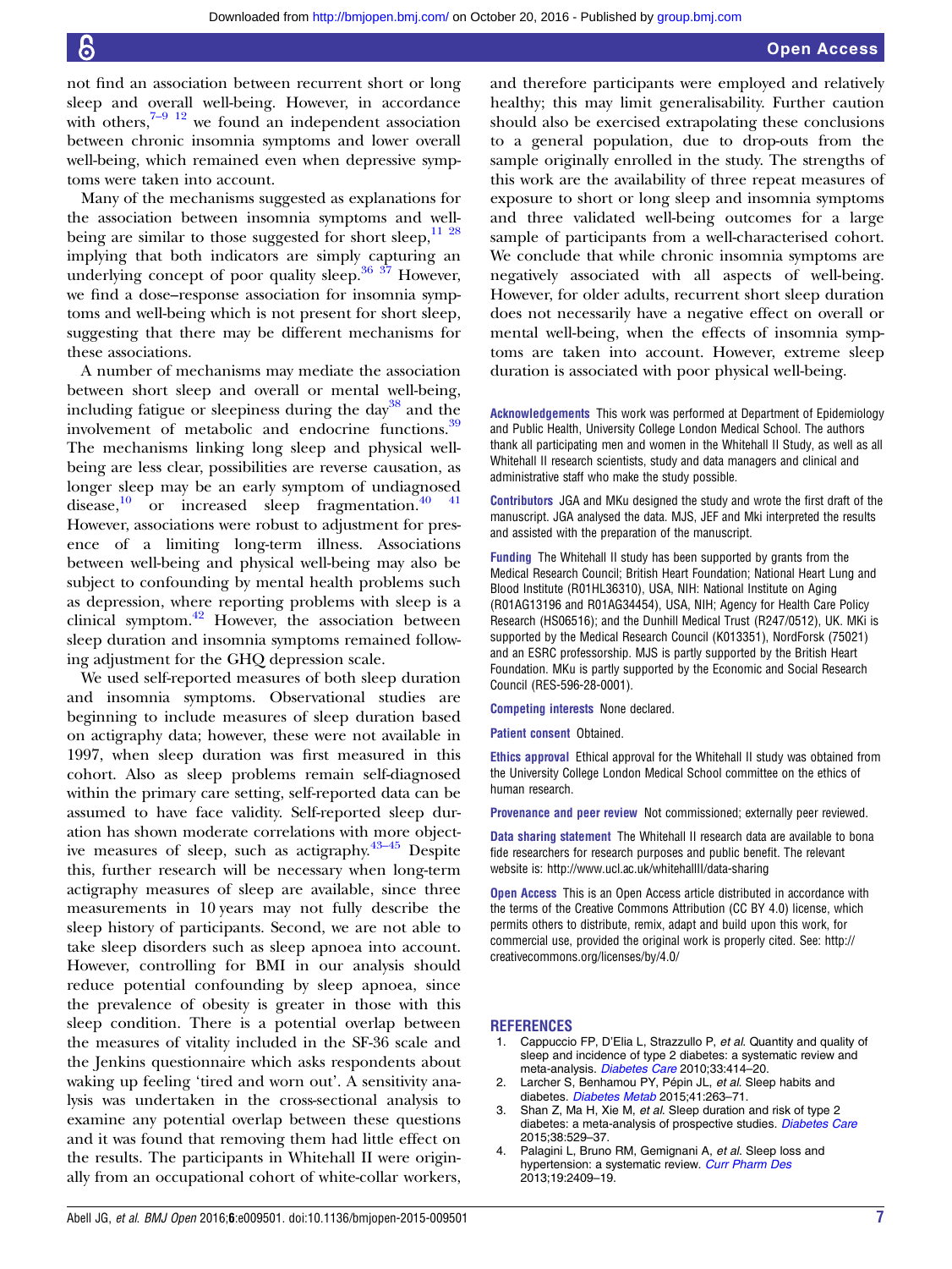not find an association between recurrent short or long sleep and overall well-being. However, in accordance with others,[7–9 12] we found an independent association between chronic insomnia symptoms and lower overall well-being, which remained even when depressive symptoms were taken into account.

Many of the mechanisms suggested as explanations for the association between insomnia symptoms and well-being are similar to those suggested for short sleep,[11 28] implying that both indicators are simply capturing an underlying concept of poor quality sleep.[36 37] However, we find a dose–response association for insomnia symptoms and well-being which is not present for short sleep, suggesting that there may be different mechanisms for these associations.

A number of mechanisms may mediate the association between short sleep and overall or mental well-being, including fatigue or sleepiness during the day[38] and the involvement of metabolic and endocrine functions.[39] The mechanisms linking long sleep and physical well-being are less clear, possibilities are reverse causation, as longer sleep may be an early symptom of undiagnosed disease,[10] or increased sleep fragmentation.[40 41] However, associations were robust to adjustment for presence of a limiting long-term illness. Associations between well-being and physical well-being may also be subject to confounding by mental health problems such as depression, where reporting problems with sleep is a clinical symptom.[42] However, the association between sleep duration and insomnia symptoms remained following adjustment for the GHQ depression scale.

We used self-reported measures of both sleep duration and insomnia symptoms. Observational studies are beginning to include measures of sleep duration based on actigraphy data; however, these were not available in 1997, when sleep duration was first measured in this cohort. Also as sleep problems remain self-diagnosed within the primary care setting, self-reported data can be assumed to have face validity. Self-reported sleep duration has shown moderate correlations with more objective measures of sleep, such as actigraphy.[43–45] Despite this, further research will be necessary when long-term actigraphy measures of sleep are available, since three measurements in 10 years may not fully describe the sleep history of participants. Second, we are not able to take sleep disorders such as sleep apnoea into account. However, controlling for BMI in our analysis should reduce potential confounding by sleep apnoea, since the prevalence of obesity is greater in those with this sleep condition. There is a potential overlap between the measures of vitality included in the SF-36 scale and the Jenkins questionnaire which asks respondents about waking up feeling 'tired and worn out'. A sensitivity analysis was undertaken in the cross-sectional analysis to examine any potential overlap between these questions and it was found that removing them had little effect on the results. The participants in Whitehall II were originally from an occupational cohort of white-collar workers, and therefore participants were employed and relatively healthy; this may limit generalisability. Further caution should also be exercised extrapolating these conclusions to a general population, due to drop-outs from the sample originally enrolled in the study. The strengths of this work are the availability of three repeat measures of exposure to short or long sleep and insomnia symptoms and three validated well-being outcomes for a large sample of participants from a well-characterised cohort. We conclude that while chronic insomnia symptoms are negatively associated with all aspects of well-being. However, for older adults, recurrent short sleep duration does not necessarily have a negative effect on overall or mental well-being, when the effects of insomnia symptoms are taken into account. However, extreme sleep duration is associated with poor physical well-being.

**Acknowledgements** This work was performed at Department of Epidemiology and Public Health, University College London Medical School. The authors thank all participating men and women in the Whitehall II Study, as well as all Whitehall II research scientists, study and data managers and clinical and administrative staff who make the study possible.

**Contributors** JGA and MKu designed the study and wrote the first draft of the manuscript. JGA analysed the data. MJS, JEF and MKi interpreted the results and assisted with the preparation of the manuscript.

**Funding** The Whitehall II study has been supported by grants from the Medical Research Council; British Heart Foundation; National Heart Lung and Blood Institute (R01HL36310), USA, NIH: National Institute on Aging (R01AG13196 and R01AG34454), USA, NIH; Agency for Health Care Policy Research (HS06516); and the Dunhill Medical Trust (R247/0512), UK. MKi is supported by the Medical Research Council (K013351), NordForsk (75021) and an ESRC professorship. MJS is partly supported by the British Heart Foundation. MKu is partly supported by the Economic and Social Research Council (RES-596-28-0001).

**Competing interests** None declared.

**Patient consent** Obtained.

**Ethics approval** Ethical approval for the Whitehall II study was obtained from the University College London Medical School committee on the ethics of human research.

**Provenance and peer review** Not commissioned; externally peer reviewed.

**Data sharing statement** The Whitehall II research data are available to bona fide researchers for research purposes and public benefit. The relevant website is: http://www.ucl.ac.uk/whitehallII/data-sharing

**Open Access** This is an Open Access article distributed in accordance with the terms of the Creative Commons Attribution (CC BY 4.0) license, which permits others to distribute, remix, adapt and build upon this work, for commercial use, provided the original work is properly cited. See: http://creativecommons.org/licenses/by/4.0/

## REFERENCES

1. Cappuccio FP, D'Elia L, Strazzullo P, *et al*. Quantity and quality of sleep and incidence of type 2 diabetes: a systematic review and meta-analysis. *Diabetes Care* 2010;33:414–20.
2. Larcher S, Benhamou PY, Pépin JL, *et al*. Sleep habits and diabetes. *Diabetes Metab* 2015;41:263–71.
3. Shan Z, Ma H, Xie M, *et al*. Sleep duration and risk of type 2 diabetes: a meta-analysis of prospective studies. *Diabetes Care* 2015;38:529–37.
4. Palagini L, Bruno RM, Gemignani A, *et al*. Sleep loss and hypertension: a systematic review. *Curr Pharm Des* 2013;19:2409–19.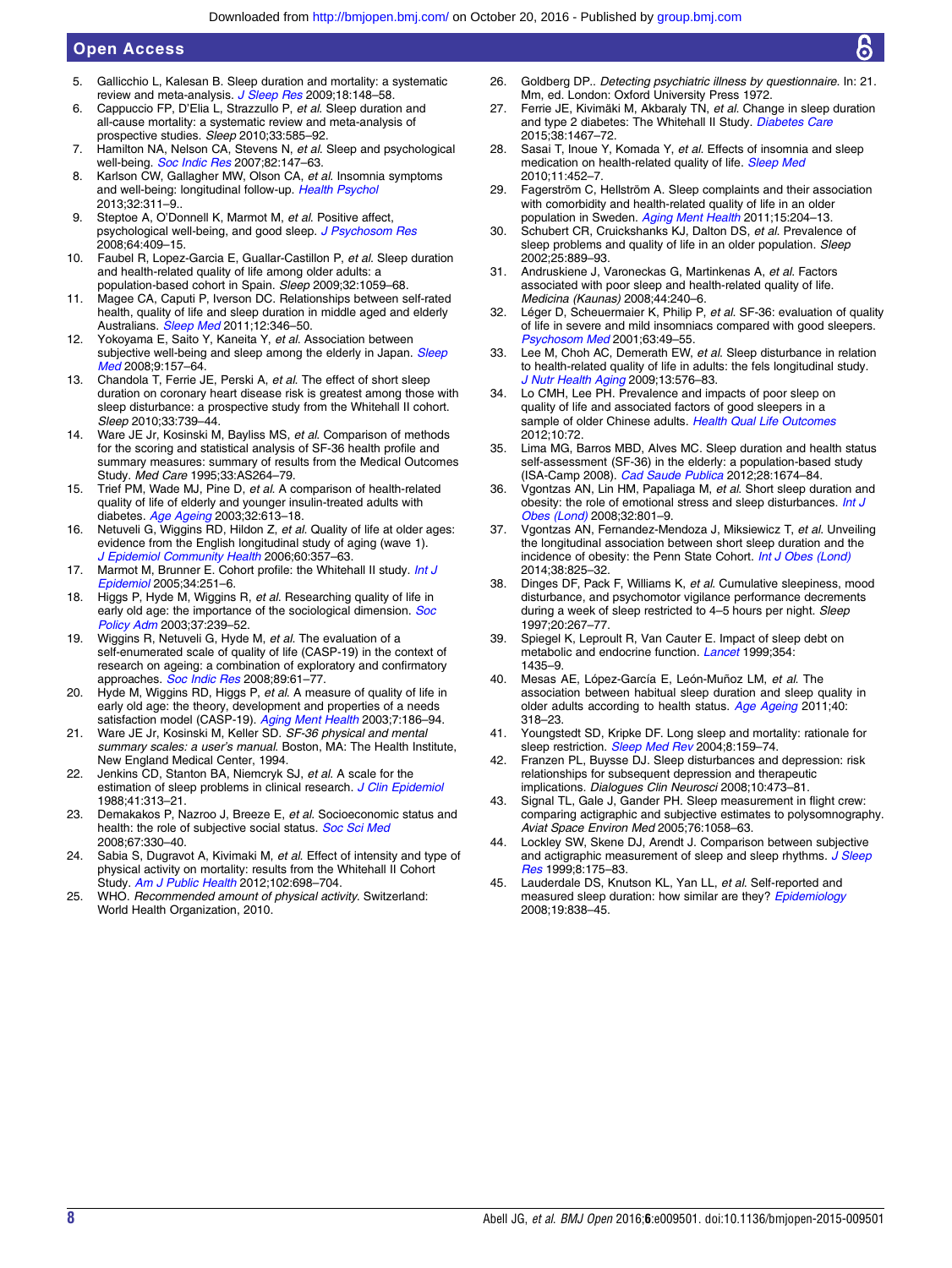5. Gallicchio L, Kalesan B. Sleep duration and mortality: a systematic review and meta-analysis. *J Sleep Res* 2009;18:148–58.
6. Cappuccio FP, D'Elia L, Strazzullo P, *et al*. Sleep duration and all-cause mortality: a systematic review and meta-analysis of prospective studies. *Sleep* 2010;33:585–92.
7. Hamilton NA, Nelson CA, Stevens N, *et al*. Sleep and psychological well-being. *Soc Indic Res* 2007;82:147–63.
8. Karlson CW, Gallagher MW, Olson CA, *et al*. Insomnia symptoms and well-being: longitudinal follow-up. *Health Psychol* 2013;32:311–9..
9. Steptoe A, O'Donnell K, Marmot M, *et al*. Positive affect, psychological well-being, and good sleep. *J Psychosom Res* 2008;64:409–15.
10. Faubel R, Lopez-Garcia E, Guallar-Castillon P, *et al*. Sleep duration and health-related quality of life among older adults: a population-based cohort in Spain. *Sleep* 2009;32:1059–68.
11. Magee CA, Caputi P, Iverson DC. Relationships between self-rated health, quality of life and sleep duration in middle aged and elderly Australians. *Sleep Med* 2011;12:346–50.
12. Yokoyama E, Saito Y, Kaneita Y, *et al*. Association between subjective well-being and sleep among the elderly in Japan. *Sleep Med* 2008;9:157–64.
13. Chandola T, Ferrie JE, Perski A, *et al*. The effect of short sleep duration on coronary heart disease risk is greatest among those with sleep disturbance: a prospective study from the Whitehall II cohort. *Sleep* 2010;33:739–44.
14. Ware JE Jr, Kosinski M, Bayliss MS, *et al*. Comparison of methods for the scoring and statistical analysis of SF-36 health profile and summary measures: summary of results from the Medical Outcomes Study. *Med Care* 1995;33:AS264–79.
15. Trief PM, Wade MJ, Pine D, *et al*. A comparison of health-related quality of life of elderly and younger insulin-treated adults with diabetes. *Age Ageing* 2003;32:613–18.
16. Netuveli G, Wiggins RD, Hildon Z, *et al*. Quality of life at older ages: evidence from the English longitudinal study of aging (wave 1). *J Epidemiol Community Health* 2006;60:357–63.
17. Marmot M, Brunner E. Cohort profile: the Whitehall II study. *Int J Epidemiol* 2005;34:251–6.
18. Higgs P, Hyde M, Wiggins R, *et al*. Researching quality of life in early old age: the importance of the sociological dimension. *Soc Policy Adm* 2003;37:239–52.
19. Wiggins R, Netuveli G, Hyde M, *et al*. The evaluation of a self-enumerated scale of quality of life (CASP-19) in the context of research on ageing: a combination of exploratory and confirmatory approaches. *Soc Indic Res* 2008;89:61–77.
20. Hyde M, Wiggins RD, Higgs P, *et al*. A measure of quality of life in early old age: the theory, development and properties of a needs satisfaction model (CASP-19). *Aging Ment Health* 2003;7:186–94.
21. Ware JE Jr, Kosinski M, Keller SD. *SF-36 physical and mental summary scales: a user's manual*. Boston, MA: The Health Institute, New England Medical Center, 1994.
22. Jenkins CD, Stanton BA, Niemcryk SJ, *et al*. A scale for the estimation of sleep problems in clinical research. *J Clin Epidemiol* 1988;41:313–21.
23. Demakakos P, Nazroo J, Breeze E, *et al*. Socioeconomic status and health: the role of subjective social status. *Soc Sci Med* 2008;67:330–40.
24. Sabia S, Dugravot A, Kivimaki M, *et al*. Effect of intensity and type of physical activity on mortality: results from the Whitehall II Cohort Study. *Am J Public Health* 2012;102:698–704.
25. WHO. *Recommended amount of physical activity*. Switzerland: World Health Organization, 2010.
26. Goldberg DP.. *Detecting psychiatric illness by questionnaire*. In: 21. Mm, ed. London: Oxford University Press 1972.
27. Ferrie JE, Kivimäki M, Akbaraly TN, *et al*. Change in sleep duration and type 2 diabetes: The Whitehall II Study. *Diabetes Care* 2015;38:1467–72.
28. Sasai T, Inoue Y, Komada Y, *et al*. Effects of insomnia and sleep medication on health-related quality of life. *Sleep Med* 2010;11:452–7.
29. Fagerström C, Hellström A. Sleep complaints and their association with comorbidity and health-related quality of life in an older population in Sweden. *Aging Ment Health* 2011;15:204–13.
30. Schubert CR, Cruickshanks KJ, Dalton DS, *et al*. Prevalence of sleep problems and quality of life in an older population. *Sleep* 2002;25:889–93.
31. Andruskiene J, Varoneckas G, Martinkenas A, *et al*. Factors associated with poor sleep and health-related quality of life. *Medicina (Kaunas)* 2008;44:240–6.
32. Léger D, Scheuermaier K, Philip P, *et al*. SF-36: evaluation of quality of life in severe and mild insomniacs compared with good sleepers. *Psychosom Med* 2001;63:49–55.
33. Lee M, Choh AC, Demerath EW, *et al*. Sleep disturbance in relation to health-related quality of life in adults: the fels longitudinal study. *J Nutr Health Aging* 2009;13:576–83.
34. Lo CMH, Lee PH. Prevalence and impacts of poor sleep on quality of life and associated factors of good sleepers in a sample of older Chinese adults. *Health Qual Life Outcomes* 2012;10:72.
35. Lima MG, Barros MBD, Alves MC. Sleep duration and health status self-assessment (SF-36) in the elderly: a population-based study (ISA-Camp 2008). *Cad Saude Publica* 2012;28:1674–84.
36. Vgontzas AN, Lin HM, Papaliaga M, *et al*. Short sleep duration and obesity: the role of emotional stress and sleep disturbances. *Int J Obes (Lond)* 2008;32:801–9.
37. Vgontzas AN, Fernandez-Mendoza J, Miksiewicz T, *et al*. Unveiling the longitudinal association between short sleep duration and the incidence of obesity: the Penn State Cohort. *Int J Obes (Lond)* 2014;38:825–32.
38. Dinges DF, Pack F, Williams K, *et al*. Cumulative sleepiness, mood disturbance, and psychomotor vigilance performance decrements during a week of sleep restricted to 4–5 hours per night. *Sleep* 1997;20:267–77.
39. Spiegel K, Leproult R, Van Cauter E. Impact of sleep debt on metabolic and endocrine function. *Lancet* 1999;354: 1435–9.
40. Mesas AE, López-García E, León-Muñoz LM, *et al*. The association between habitual sleep duration and sleep quality in older adults according to health status. *Age Ageing* 2011;40: 318–23.
41. Youngstedt SD, Kripke DF. Long sleep and mortality: rationale for sleep restriction. *Sleep Med Rev* 2004;8:159–74.
42. Franzen PL, Buysse DJ. Sleep disturbances and depression: risk relationships for subsequent depression and therapeutic implications. *Dialogues Clin Neurosci* 2008;10:473–81.
43. Signal TL, Gale J, Gander PH. Sleep measurement in flight crew: comparing actigraphic and subjective estimates to polysomnography. *Aviat Space Environ Med* 2005;76:1058–63.
44. Lockley SW, Skene DJ, Arendt J. Comparison between subjective and actigraphic measurement of sleep and sleep rhythms. *J Sleep Res* 1999;8:175–83.
45. Lauderdale DS, Knutson KL, Yan LL, *et al*. Self-reported and measured sleep duration: how similar are they? *Epidemiology* 2008;19:838–45.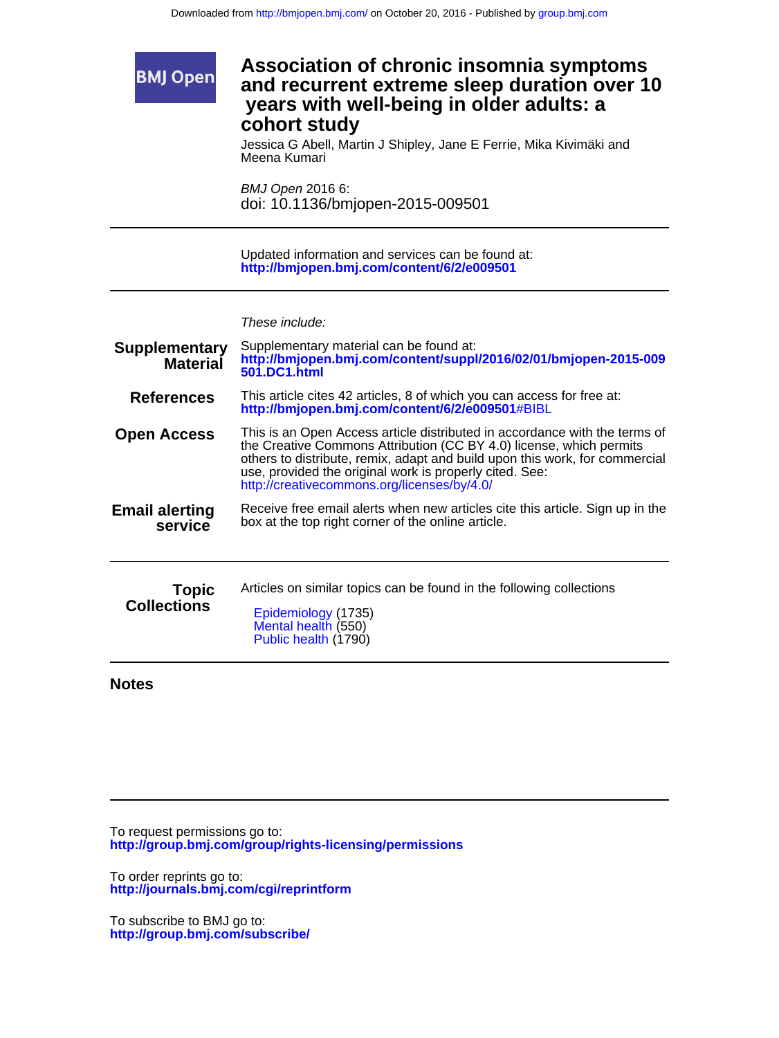# Association of chronic insomnia symptoms and recurrent extreme sleep duration over 10 years with well-being in older adults: a cohort study

Jessica G Abell, Martin J Shipley, Jane E Ferrie, Mika Kivimäki and Meena Kumari

*BMJ Open* 2016 6:
doi: 10.1136/bmjopen-2015-009501

Updated information and services can be found at:
**http://bmjopen.bmj.com/content/6/2/e009501**

*These include:*

**Supplementary Material**
Supplementary material can be found at:
**http://bmjopen.bmj.com/content/suppl/2016/02/01/bmjopen-2015-009501.DC1.html**

**References**
This article cites 42 articles, 8 of which you can access for free at:
**http://bmjopen.bmj.com/content/6/2/e009501**#BIBL

**Open Access**
This is an Open Access article distributed in accordance with the terms of the Creative Commons Attribution (CC BY 4.0) license, which permits others to distribute, remix, adapt and build upon this work, for commercial use, provided the original work is properly cited. See: http://creativecommons.org/licenses/by/4.0/

**Email alerting service**
Receive free email alerts when new articles cite this article. Sign up in the box at the top right corner of the online article.

**Topic Collections**
Articles on similar topics can be found in the following collections

- Epidemiology (1735)
- Mental health (550)
- Public health (1790)

## Notes

To request permissions go to:
**http://group.bmj.com/group/rights-licensing/permissions**

To order reprints go to:
**http://journals.bmj.com/cgi/reprintform**

To subscribe to BMJ go to:
**http://group.bmj.com/subscribe/**